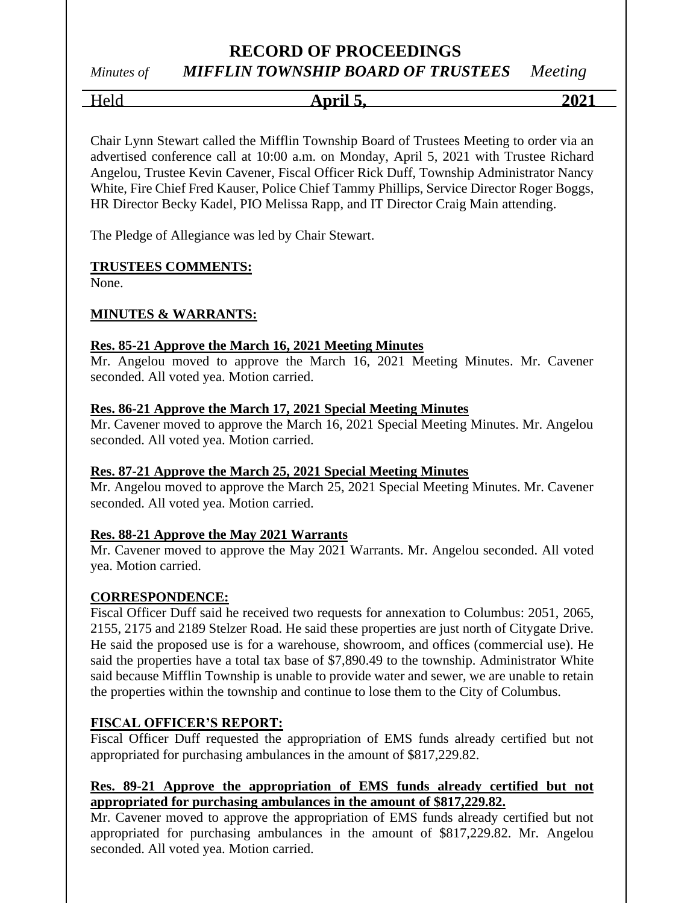# RECORD OF PROCEEDINGS

*Minutes of* ***MIFFLIN TOWNSHIP BOARD OF TRUSTEES*** *Meeting*

Held **April 5,** **2021**

Chair Lynn Stewart called the Mifflin Township Board of Trustees Meeting to order via an advertised conference call at 10:00 a.m. on Monday, April 5, 2021 with Trustee Richard Angelou, Trustee Kevin Cavener, Fiscal Officer Rick Duff, Township Administrator Nancy White, Fire Chief Fred Kauser, Police Chief Tammy Phillips, Service Director Roger Boggs, HR Director Becky Kadel, PIO Melissa Rapp, and IT Director Craig Main attending.

The Pledge of Allegiance was led by Chair Stewart.

**TRUSTEES COMMENTS:**

None.

**MINUTES & WARRANTS:**

**Res. 85-21 Approve the March 16, 2021 Meeting Minutes**

Mr. Angelou moved to approve the March 16, 2021 Meeting Minutes. Mr. Cavener seconded. All voted yea. Motion carried.

**Res. 86-21 Approve the March 17, 2021 Special Meeting Minutes**

Mr. Cavener moved to approve the March 16, 2021 Special Meeting Minutes. Mr. Angelou seconded. All voted yea. Motion carried.

**Res. 87-21 Approve the March 25, 2021 Special Meeting Minutes**

Mr. Angelou moved to approve the March 25, 2021 Special Meeting Minutes. Mr. Cavener seconded. All voted yea. Motion carried.

**Res. 88-21 Approve the May 2021 Warrants**

Mr. Cavener moved to approve the May 2021 Warrants. Mr. Angelou seconded. All voted yea. Motion carried.

**CORRESPONDENCE:**

Fiscal Officer Duff said he received two requests for annexation to Columbus: 2051, 2065, 2155, 2175 and 2189 Stelzer Road. He said these properties are just north of Citygate Drive. He said the proposed use is for a warehouse, showroom, and offices (commercial use). He said the properties have a total tax base of $7,890.49 to the township. Administrator White said because Mifflin Township is unable to provide water and sewer, we are unable to retain the properties within the township and continue to lose them to the City of Columbus.

**FISCAL OFFICER'S REPORT:**

Fiscal Officer Duff requested the appropriation of EMS funds already certified but not appropriated for purchasing ambulances in the amount of $817,229.82.

**Res. 89-21 Approve the appropriation of EMS funds already certified but not appropriated for purchasing ambulances in the amount of $817,229.82.**

Mr. Cavener moved to approve the appropriation of EMS funds already certified but not appropriated for purchasing ambulances in the amount of $817,229.82. Mr. Angelou seconded. All voted yea. Motion carried.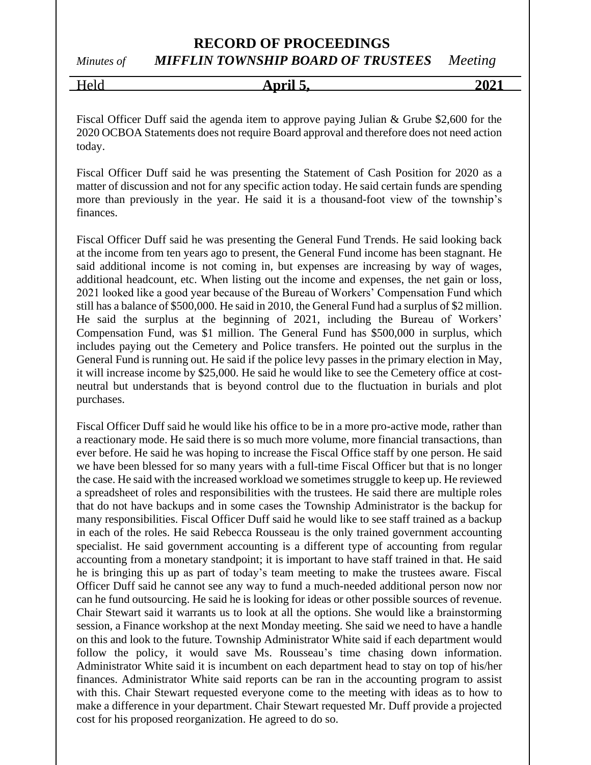Fiscal Officer Duff said the agenda item to approve paying Julian & Grube $2,600 for the 2020 OCBOA Statements does not require Board approval and therefore does not need action today.

Fiscal Officer Duff said he was presenting the Statement of Cash Position for 2020 as a matter of discussion and not for any specific action today. He said certain funds are spending more than previously in the year. He said it is a thousand-foot view of the township's finances.

Fiscal Officer Duff said he was presenting the General Fund Trends. He said looking back at the income from ten years ago to present, the General Fund income has been stagnant. He said additional income is not coming in, but expenses are increasing by way of wages, additional headcount, etc. When listing out the income and expenses, the net gain or loss, 2021 looked like a good year because of the Bureau of Workers' Compensation Fund which still has a balance of $500,000. He said in 2010, the General Fund had a surplus of $2 million. He said the surplus at the beginning of 2021, including the Bureau of Workers' Compensation Fund, was $1 million. The General Fund has $500,000 in surplus, which includes paying out the Cemetery and Police transfers. He pointed out the surplus in the General Fund is running out. He said if the police levy passes in the primary election in May, it will increase income by $25,000. He said he would like to see the Cemetery office at cost-neutral but understands that is beyond control due to the fluctuation in burials and plot purchases.

Fiscal Officer Duff said he would like his office to be in a more pro-active mode, rather than a reactionary mode. He said there is so much more volume, more financial transactions, than ever before. He said he was hoping to increase the Fiscal Office staff by one person. He said we have been blessed for so many years with a full-time Fiscal Officer but that is no longer the case. He said with the increased workload we sometimes struggle to keep up. He reviewed a spreadsheet of roles and responsibilities with the trustees. He said there are multiple roles that do not have backups and in some cases the Township Administrator is the backup for many responsibilities. Fiscal Officer Duff said he would like to see staff trained as a backup in each of the roles. He said Rebecca Rousseau is the only trained government accounting specialist. He said government accounting is a different type of accounting from regular accounting from a monetary standpoint; it is important to have staff trained in that. He said he is bringing this up as part of today's team meeting to make the trustees aware. Fiscal Officer Duff said he cannot see any way to fund a much-needed additional person now nor can he fund outsourcing. He said he is looking for ideas or other possible sources of revenue. Chair Stewart said it warrants us to look at all the options. She would like a brainstorming session, a Finance workshop at the next Monday meeting. She said we need to have a handle on this and look to the future. Township Administrator White said if each department would follow the policy, it would save Ms. Rousseau's time chasing down information. Administrator White said it is incumbent on each department head to stay on top of his/her finances. Administrator White said reports can be ran in the accounting program to assist with this. Chair Stewart requested everyone come to the meeting with ideas as to how to make a difference in your department. Chair Stewart requested Mr. Duff provide a projected cost for his proposed reorganization. He agreed to do so.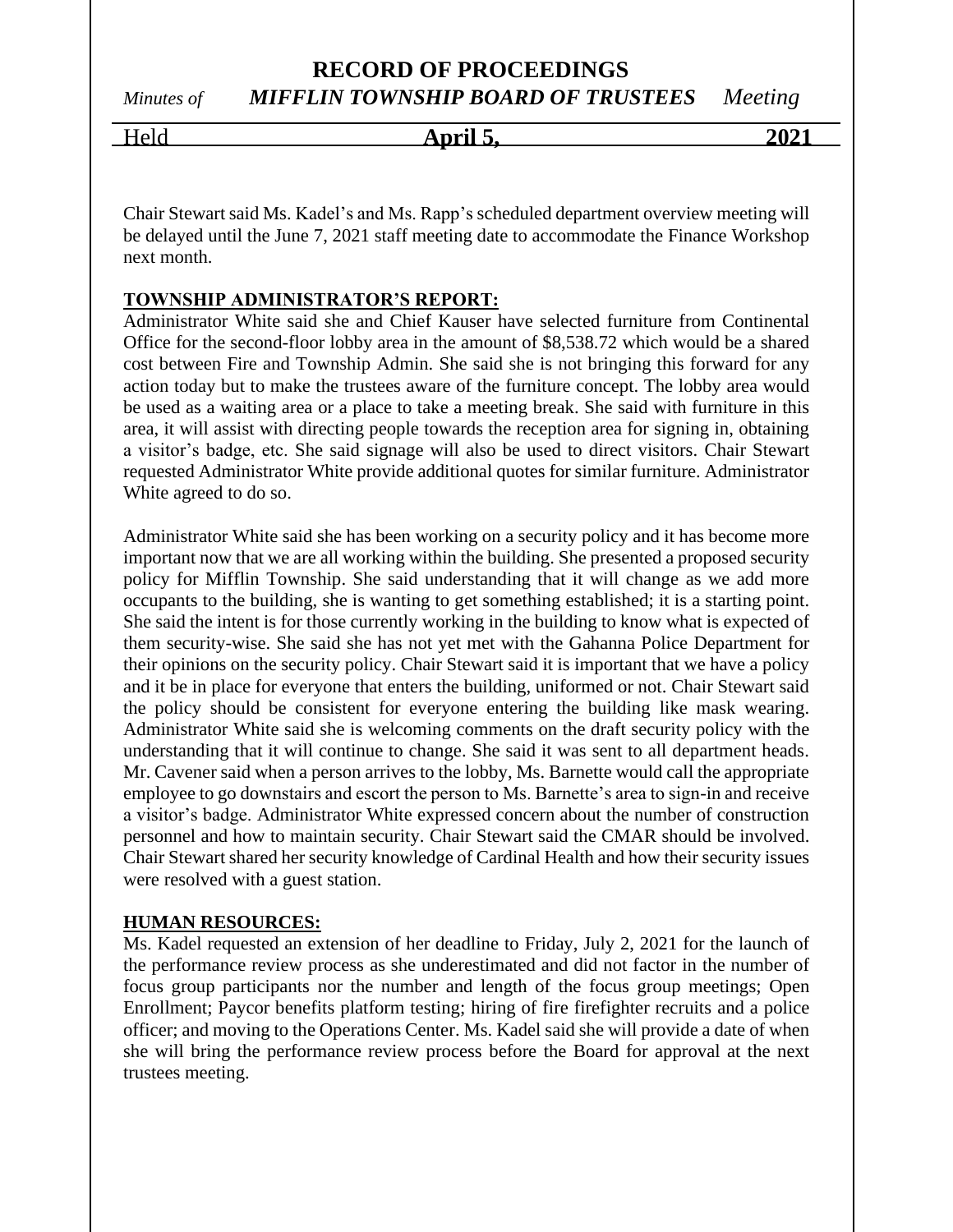Chair Stewart said Ms. Kadel's and Ms. Rapp's scheduled department overview meeting will be delayed until the June 7, 2021 staff meeting date to accommodate the Finance Workshop next month.

**TOWNSHIP ADMINISTRATOR'S REPORT:**

Administrator White said she and Chief Kauser have selected furniture from Continental Office for the second-floor lobby area in the amount of $8,538.72 which would be a shared cost between Fire and Township Admin. She said she is not bringing this forward for any action today but to make the trustees aware of the furniture concept. The lobby area would be used as a waiting area or a place to take a meeting break. She said with furniture in this area, it will assist with directing people towards the reception area for signing in, obtaining a visitor's badge, etc. She said signage will also be used to direct visitors. Chair Stewart requested Administrator White provide additional quotes for similar furniture. Administrator White agreed to do so.

Administrator White said she has been working on a security policy and it has become more important now that we are all working within the building. She presented a proposed security policy for Mifflin Township. She said understanding that it will change as we add more occupants to the building, she is wanting to get something established; it is a starting point. She said the intent is for those currently working in the building to know what is expected of them security-wise. She said she has not yet met with the Gahanna Police Department for their opinions on the security policy. Chair Stewart said it is important that we have a policy and it be in place for everyone that enters the building, uniformed or not. Chair Stewart said the policy should be consistent for everyone entering the building like mask wearing. Administrator White said she is welcoming comments on the draft security policy with the understanding that it will continue to change. She said it was sent to all department heads. Mr. Cavener said when a person arrives to the lobby, Ms. Barnette would call the appropriate employee to go downstairs and escort the person to Ms. Barnette's area to sign-in and receive a visitor's badge. Administrator White expressed concern about the number of construction personnel and how to maintain security. Chair Stewart said the CMAR should be involved. Chair Stewart shared her security knowledge of Cardinal Health and how their security issues were resolved with a guest station.

**HUMAN RESOURCES:**

Ms. Kadel requested an extension of her deadline to Friday, July 2, 2021 for the launch of the performance review process as she underestimated and did not factor in the number of focus group participants nor the number and length of the focus group meetings; Open Enrollment; Paycor benefits platform testing; hiring of fire firefighter recruits and a police officer; and moving to the Operations Center. Ms. Kadel said she will provide a date of when she will bring the performance review process before the Board for approval at the next trustees meeting.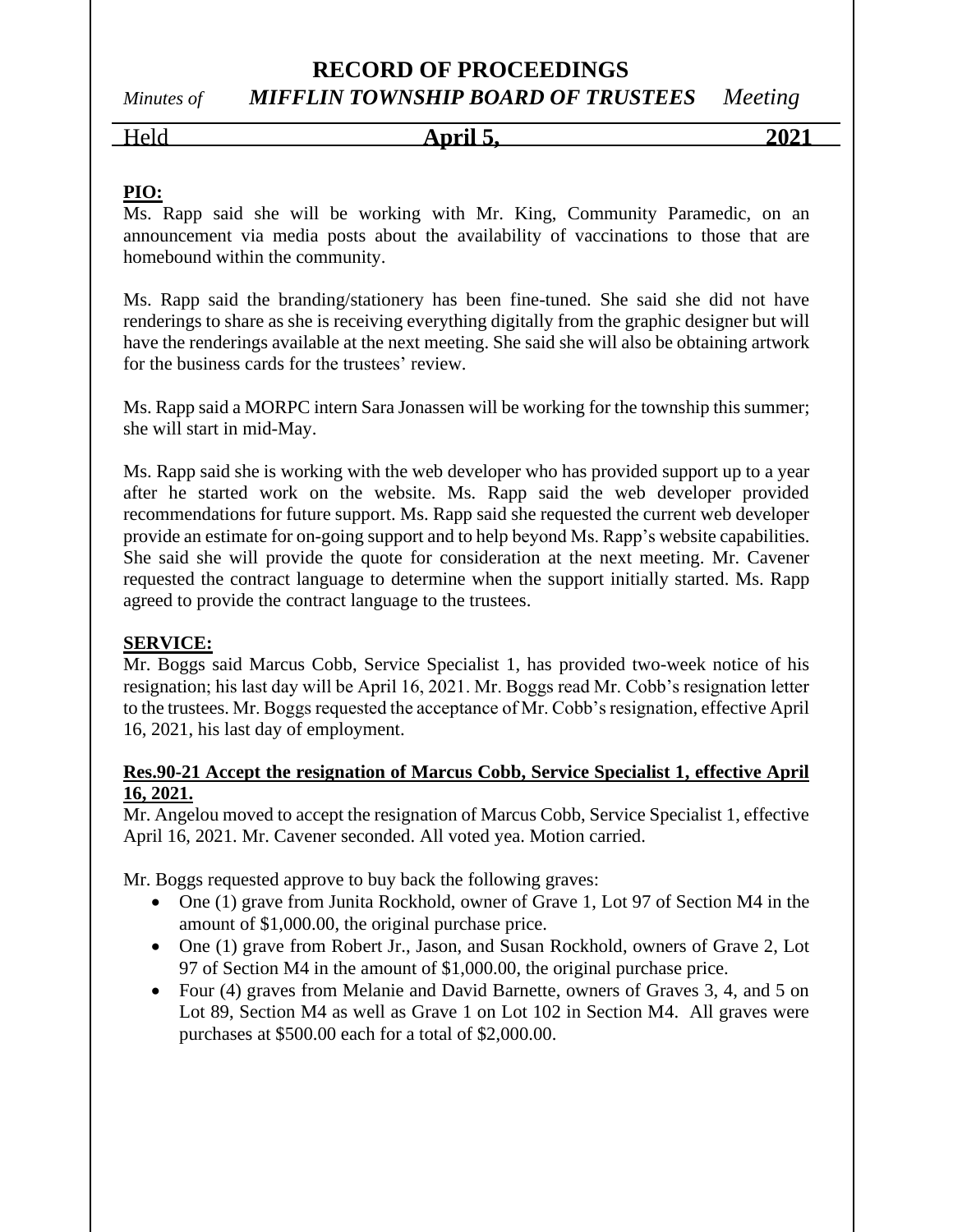**PIO:**

Ms. Rapp said she will be working with Mr. King, Community Paramedic, on an announcement via media posts about the availability of vaccinations to those that are homebound within the community.

Ms. Rapp said the branding/stationery has been fine-tuned. She said she did not have renderings to share as she is receiving everything digitally from the graphic designer but will have the renderings available at the next meeting. She said she will also be obtaining artwork for the business cards for the trustees' review.

Ms. Rapp said a MORPC intern Sara Jonassen will be working for the township this summer; she will start in mid-May.

Ms. Rapp said she is working with the web developer who has provided support up to a year after he started work on the website. Ms. Rapp said the web developer provided recommendations for future support. Ms. Rapp said she requested the current web developer provide an estimate for on-going support and to help beyond Ms. Rapp's website capabilities. She said she will provide the quote for consideration at the next meeting. Mr. Cavener requested the contract language to determine when the support initially started. Ms. Rapp agreed to provide the contract language to the trustees.

**SERVICE:**

Mr. Boggs said Marcus Cobb, Service Specialist 1, has provided two-week notice of his resignation; his last day will be April 16, 2021. Mr. Boggs read Mr. Cobb's resignation letter to the trustees. Mr. Boggs requested the acceptance of Mr. Cobb's resignation, effective April 16, 2021, his last day of employment.

**Res.90-21 Accept the resignation of Marcus Cobb, Service Specialist 1, effective April 16, 2021.**

Mr. Angelou moved to accept the resignation of Marcus Cobb, Service Specialist 1, effective April 16, 2021. Mr. Cavener seconded. All voted yea. Motion carried.

Mr. Boggs requested approve to buy back the following graves:

- One (1) grave from Junita Rockhold, owner of Grave 1, Lot 97 of Section M4 in the amount of $1,000.00, the original purchase price.
- One (1) grave from Robert Jr., Jason, and Susan Rockhold, owners of Grave 2, Lot 97 of Section M4 in the amount of $1,000.00, the original purchase price.
- Four (4) graves from Melanie and David Barnette, owners of Graves 3, 4, and 5 on Lot 89, Section M4 as well as Grave 1 on Lot 102 in Section M4. All graves were purchases at $500.00 each for a total of $2,000.00.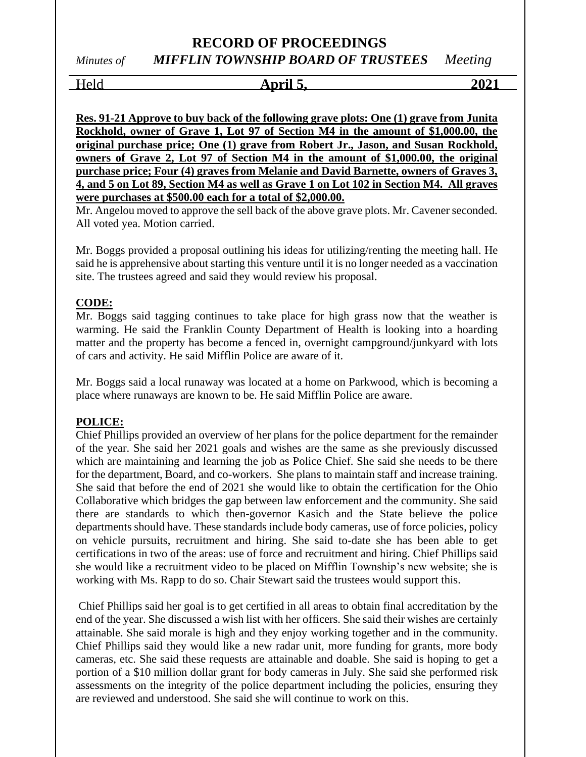**Res. 91-21 Approve to buy back of the following grave plots: One (1) grave from Junita Rockhold, owner of Grave 1, Lot 97 of Section M4 in the amount of $1,000.00, the original purchase price; One (1) grave from Robert Jr., Jason, and Susan Rockhold, owners of Grave 2, Lot 97 of Section M4 in the amount of $1,000.00, the original purchase price; Four (4) graves from Melanie and David Barnette, owners of Graves 3, 4, and 5 on Lot 89, Section M4 as well as Grave 1 on Lot 102 in Section M4. All graves were purchases at $500.00 each for a total of $2,000.00.**

Mr. Angelou moved to approve the sell back of the above grave plots. Mr. Cavener seconded. All voted yea. Motion carried.

Mr. Boggs provided a proposal outlining his ideas for utilizing/renting the meeting hall. He said he is apprehensive about starting this venture until it is no longer needed as a vaccination site. The trustees agreed and said they would review his proposal.

**CODE:**

Mr. Boggs said tagging continues to take place for high grass now that the weather is warming. He said the Franklin County Department of Health is looking into a hoarding matter and the property has become a fenced in, overnight campground/junkyard with lots of cars and activity. He said Mifflin Police are aware of it.

Mr. Boggs said a local runaway was located at a home on Parkwood, which is becoming a place where runaways are known to be. He said Mifflin Police are aware.

**POLICE:**

Chief Phillips provided an overview of her plans for the police department for the remainder of the year. She said her 2021 goals and wishes are the same as she previously discussed which are maintaining and learning the job as Police Chief. She said she needs to be there for the department, Board, and co-workers. She plans to maintain staff and increase training. She said that before the end of 2021 she would like to obtain the certification for the Ohio Collaborative which bridges the gap between law enforcement and the community. She said there are standards to which then-governor Kasich and the State believe the police departments should have. These standards include body cameras, use of force policies, policy on vehicle pursuits, recruitment and hiring. She said to-date she has been able to get certifications in two of the areas: use of force and recruitment and hiring. Chief Phillips said she would like a recruitment video to be placed on Mifflin Township's new website; she is working with Ms. Rapp to do so. Chair Stewart said the trustees would support this.

Chief Phillips said her goal is to get certified in all areas to obtain final accreditation by the end of the year. She discussed a wish list with her officers. She said their wishes are certainly attainable. She said morale is high and they enjoy working together and in the community. Chief Phillips said they would like a new radar unit, more funding for grants, more body cameras, etc. She said these requests are attainable and doable. She said is hoping to get a portion of a $10 million dollar grant for body cameras in July. She said she performed risk assessments on the integrity of the police department including the policies, ensuring they are reviewed and understood. She said she will continue to work on this.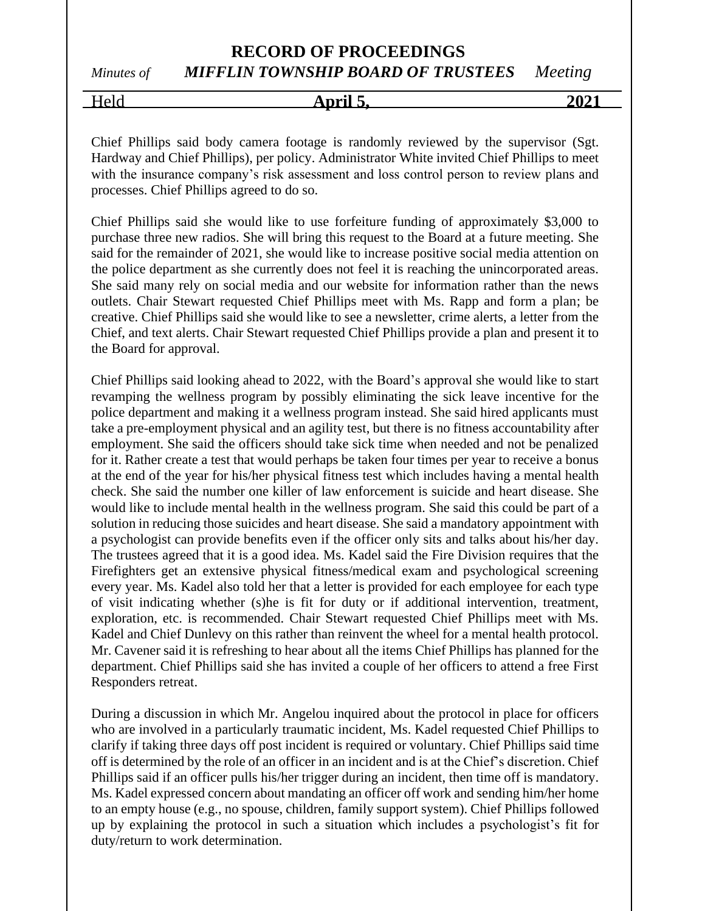Chief Phillips said body camera footage is randomly reviewed by the supervisor (Sgt. Hardway and Chief Phillips), per policy. Administrator White invited Chief Phillips to meet with the insurance company's risk assessment and loss control person to review plans and processes. Chief Phillips agreed to do so.

Chief Phillips said she would like to use forfeiture funding of approximately $3,000 to purchase three new radios. She will bring this request to the Board at a future meeting. She said for the remainder of 2021, she would like to increase positive social media attention on the police department as she currently does not feel it is reaching the unincorporated areas. She said many rely on social media and our website for information rather than the news outlets. Chair Stewart requested Chief Phillips meet with Ms. Rapp and form a plan; be creative. Chief Phillips said she would like to see a newsletter, crime alerts, a letter from the Chief, and text alerts. Chair Stewart requested Chief Phillips provide a plan and present it to the Board for approval.

Chief Phillips said looking ahead to 2022, with the Board's approval she would like to start revamping the wellness program by possibly eliminating the sick leave incentive for the police department and making it a wellness program instead. She said hired applicants must take a pre-employment physical and an agility test, but there is no fitness accountability after employment. She said the officers should take sick time when needed and not be penalized for it. Rather create a test that would perhaps be taken four times per year to receive a bonus at the end of the year for his/her physical fitness test which includes having a mental health check. She said the number one killer of law enforcement is suicide and heart disease. She would like to include mental health in the wellness program. She said this could be part of a solution in reducing those suicides and heart disease. She said a mandatory appointment with a psychologist can provide benefits even if the officer only sits and talks about his/her day. The trustees agreed that it is a good idea. Ms. Kadel said the Fire Division requires that the Firefighters get an extensive physical fitness/medical exam and psychological screening every year. Ms. Kadel also told her that a letter is provided for each employee for each type of visit indicating whether (s)he is fit for duty or if additional intervention, treatment, exploration, etc. is recommended. Chair Stewart requested Chief Phillips meet with Ms. Kadel and Chief Dunlevy on this rather than reinvent the wheel for a mental health protocol. Mr. Cavener said it is refreshing to hear about all the items Chief Phillips has planned for the department. Chief Phillips said she has invited a couple of her officers to attend a free First Responders retreat.

During a discussion in which Mr. Angelou inquired about the protocol in place for officers who are involved in a particularly traumatic incident, Ms. Kadel requested Chief Phillips to clarify if taking three days off post incident is required or voluntary. Chief Phillips said time off is determined by the role of an officer in an incident and is at the Chief's discretion. Chief Phillips said if an officer pulls his/her trigger during an incident, then time off is mandatory. Ms. Kadel expressed concern about mandating an officer off work and sending him/her home to an empty house (e.g., no spouse, children, family support system). Chief Phillips followed up by explaining the protocol in such a situation which includes a psychologist's fit for duty/return to work determination.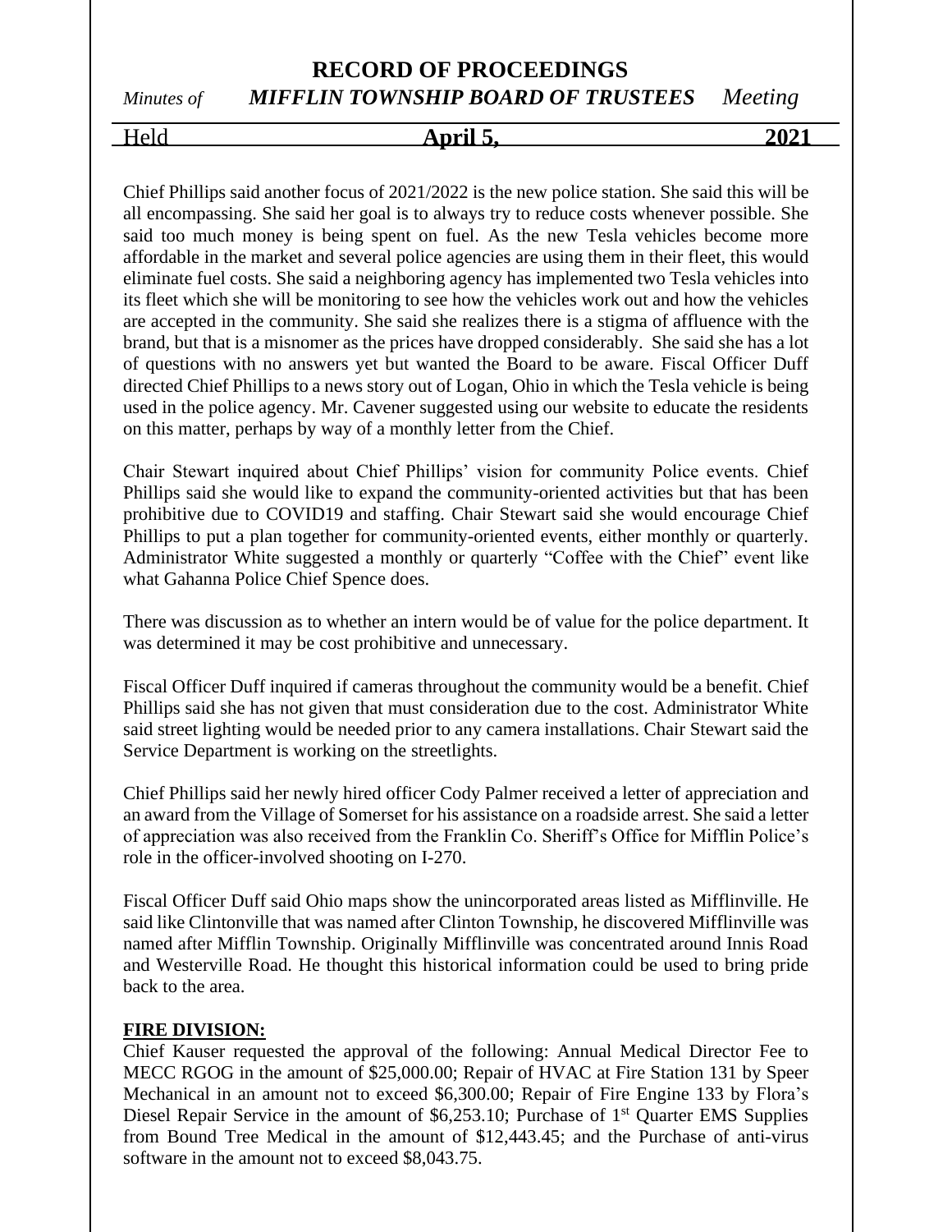Chief Phillips said another focus of 2021/2022 is the new police station. She said this will be all encompassing. She said her goal is to always try to reduce costs whenever possible. She said too much money is being spent on fuel. As the new Tesla vehicles become more affordable in the market and several police agencies are using them in their fleet, this would eliminate fuel costs. She said a neighboring agency has implemented two Tesla vehicles into its fleet which she will be monitoring to see how the vehicles work out and how the vehicles are accepted in the community. She said she realizes there is a stigma of affluence with the brand, but that is a misnomer as the prices have dropped considerably. She said she has a lot of questions with no answers yet but wanted the Board to be aware. Fiscal Officer Duff directed Chief Phillips to a news story out of Logan, Ohio in which the Tesla vehicle is being used in the police agency. Mr. Cavener suggested using our website to educate the residents on this matter, perhaps by way of a monthly letter from the Chief.

Chair Stewart inquired about Chief Phillips' vision for community Police events. Chief Phillips said she would like to expand the community-oriented activities but that has been prohibitive due to COVID19 and staffing. Chair Stewart said she would encourage Chief Phillips to put a plan together for community-oriented events, either monthly or quarterly. Administrator White suggested a monthly or quarterly "Coffee with the Chief" event like what Gahanna Police Chief Spence does.

There was discussion as to whether an intern would be of value for the police department. It was determined it may be cost prohibitive and unnecessary.

Fiscal Officer Duff inquired if cameras throughout the community would be a benefit. Chief Phillips said she has not given that must consideration due to the cost. Administrator White said street lighting would be needed prior to any camera installations. Chair Stewart said the Service Department is working on the streetlights.

Chief Phillips said her newly hired officer Cody Palmer received a letter of appreciation and an award from the Village of Somerset for his assistance on a roadside arrest. She said a letter of appreciation was also received from the Franklin Co. Sheriff's Office for Mifflin Police's role in the officer-involved shooting on I-270.

Fiscal Officer Duff said Ohio maps show the unincorporated areas listed as Mifflinville. He said like Clintonville that was named after Clinton Township, he discovered Mifflinville was named after Mifflin Township. Originally Mifflinville was concentrated around Innis Road and Westerville Road. He thought this historical information could be used to bring pride back to the area.

**FIRE DIVISION:**

Chief Kauser requested the approval of the following: Annual Medical Director Fee to MECC RGOG in the amount of $25,000.00; Repair of HVAC at Fire Station 131 by Speer Mechanical in an amount not to exceed $6,300.00; Repair of Fire Engine 133 by Flora's Diesel Repair Service in the amount of $6,253.10; Purchase of 1st Quarter EMS Supplies from Bound Tree Medical in the amount of $12,443.45; and the Purchase of anti-virus software in the amount not to exceed $8,043.75.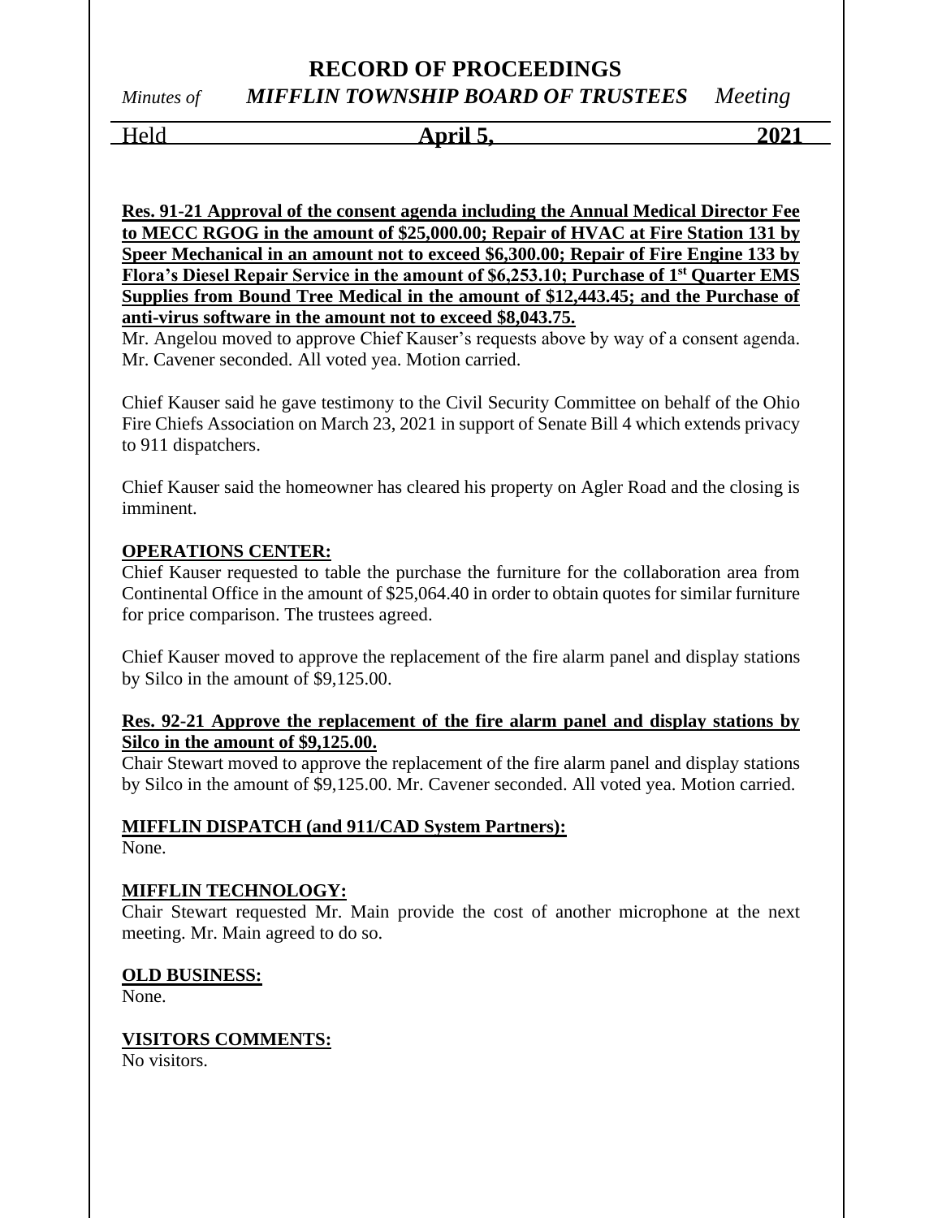**Res. 91-21 Approval of the consent agenda including the Annual Medical Director Fee to MECC RGOG in the amount of $25,000.00; Repair of HVAC at Fire Station 131 by Speer Mechanical in an amount not to exceed $6,300.00; Repair of Fire Engine 133 by Flora's Diesel Repair Service in the amount of $6,253.10; Purchase of 1st Quarter EMS Supplies from Bound Tree Medical in the amount of $12,443.45; and the Purchase of anti-virus software in the amount not to exceed $8,043.75.**

Mr. Angelou moved to approve Chief Kauser's requests above by way of a consent agenda. Mr. Cavener seconded. All voted yea. Motion carried.

Chief Kauser said he gave testimony to the Civil Security Committee on behalf of the Ohio Fire Chiefs Association on March 23, 2021 in support of Senate Bill 4 which extends privacy to 911 dispatchers.

Chief Kauser said the homeowner has cleared his property on Agler Road and the closing is imminent.

**OPERATIONS CENTER:**

Chief Kauser requested to table the purchase the furniture for the collaboration area from Continental Office in the amount of $25,064.40 in order to obtain quotes for similar furniture for price comparison. The trustees agreed.

Chief Kauser moved to approve the replacement of the fire alarm panel and display stations by Silco in the amount of $9,125.00.

**Res. 92-21 Approve the replacement of the fire alarm panel and display stations by Silco in the amount of $9,125.00.**

Chair Stewart moved to approve the replacement of the fire alarm panel and display stations by Silco in the amount of $9,125.00. Mr. Cavener seconded. All voted yea. Motion carried.

**MIFFLIN DISPATCH (and 911/CAD System Partners):**

None.

**MIFFLIN TECHNOLOGY:**

Chair Stewart requested Mr. Main provide the cost of another microphone at the next meeting. Mr. Main agreed to do so.

**OLD BUSINESS:**

None.

**VISITORS COMMENTS:**

No visitors.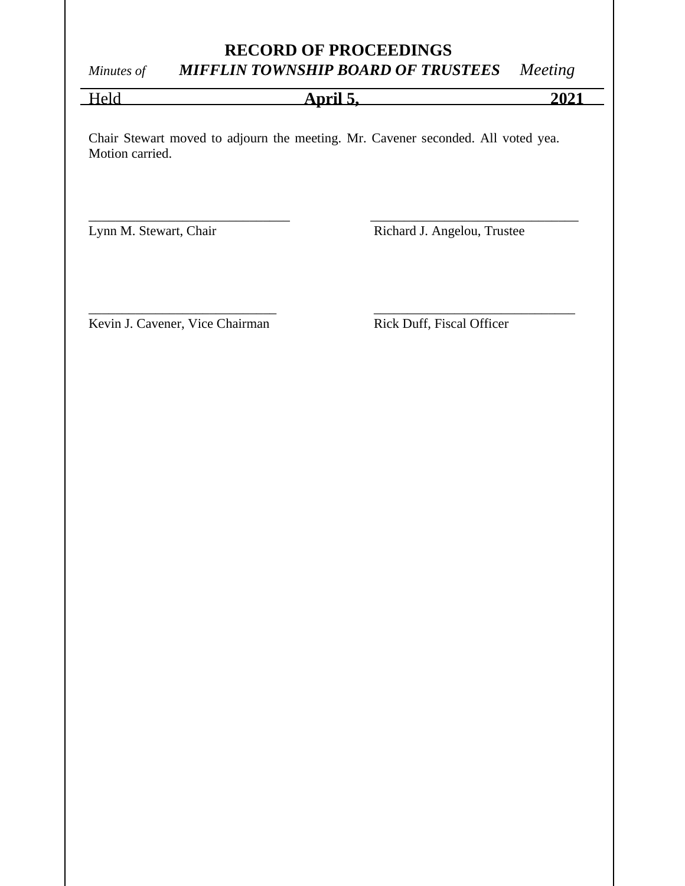Chair Stewart moved to adjourn the meeting. Mr. Cavener seconded. All voted yea. Motion carried.

| | |
|---|---|
| _____________________________ | _____________________________ |
| Lynn M. Stewart, Chair | Richard J. Angelou, Trustee |
| _____________________________ | _____________________________ |
| Kevin J. Cavener, Vice Chairman | Rick Duff, Fiscal Officer |